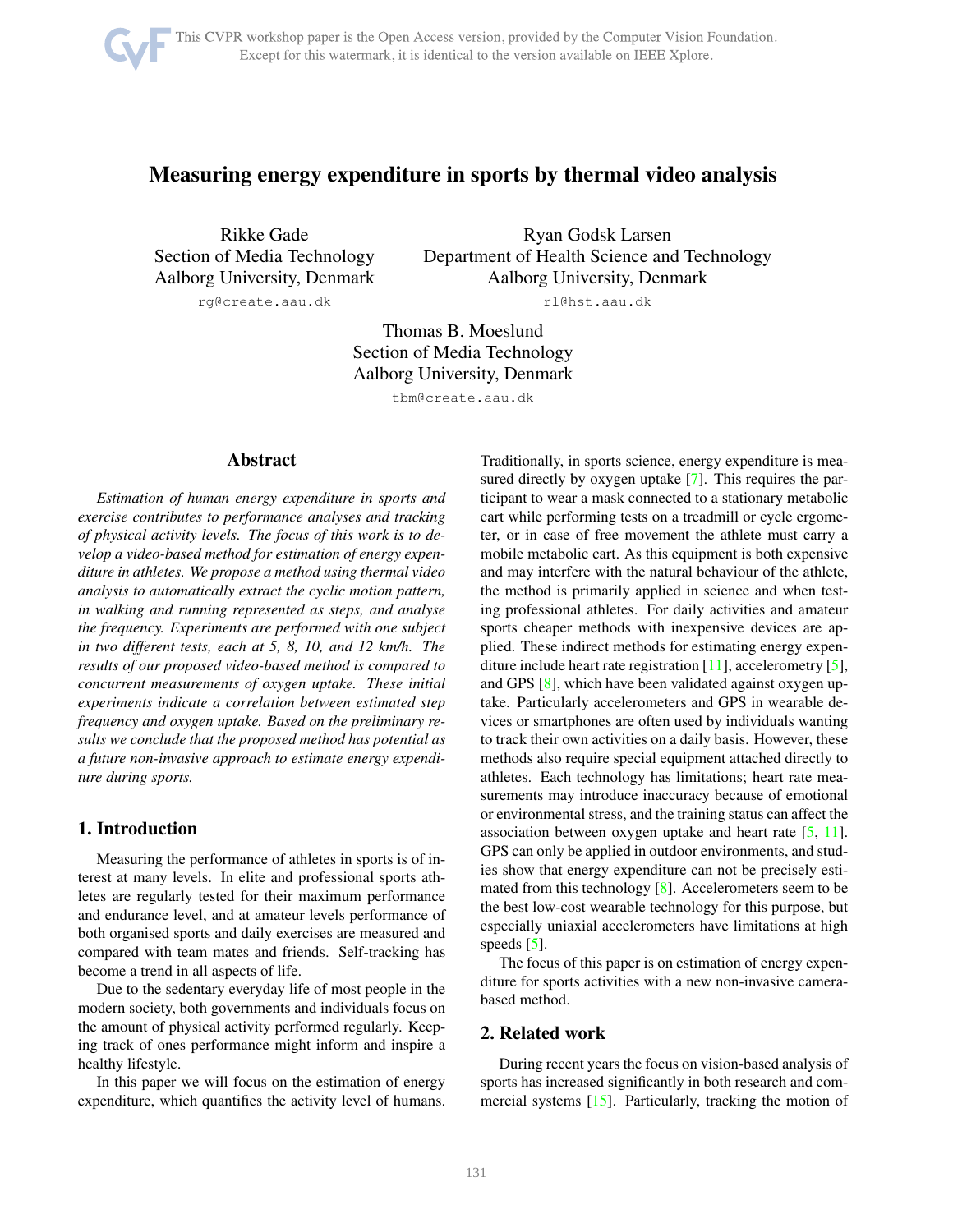# Measuring energy expenditure in sports by thermal video analysis

Rikke Gade
Section of Media Technology
Aalborg University, Denmark
rg@create.aau.dk

Ryan Godsk Larsen
Department of Health Science and Technology
Aalborg University, Denmark
rl@hst.aau.dk

Thomas B. Moeslund
Section of Media Technology
Aalborg University, Denmark
tbm@create.aau.dk

## Abstract

*Estimation of human energy expenditure in sports and exercise contributes to performance analyses and tracking of physical activity levels. The focus of this work is to develop a video-based method for estimation of energy expenditure in athletes. We propose a method using thermal video analysis to automatically extract the cyclic motion pattern, in walking and running represented as steps, and analyse the frequency. Experiments are performed with one subject in two different tests, each at 5, 8, 10, and 12 km/h. The results of our proposed video-based method is compared to concurrent measurements of oxygen uptake. These initial experiments indicate a correlation between estimated step frequency and oxygen uptake. Based on the preliminary results we conclude that the proposed method has potential as a future non-invasive approach to estimate energy expenditure during sports.*

## 1. Introduction

Measuring the performance of athletes in sports is of interest at many levels. In elite and professional sports athletes are regularly tested for their maximum performance and endurance level, and at amateur levels performance of both organised sports and daily exercises are measured and compared with team mates and friends. Self-tracking has become a trend in all aspects of life.

Due to the sedentary everyday life of most people in the modern society, both governments and individuals focus on the amount of physical activity performed regularly. Keeping track of ones performance might inform and inspire a healthy lifestyle.

In this paper we will focus on the estimation of energy expenditure, which quantifies the activity level of humans. Traditionally, in sports science, energy expenditure is measured directly by oxygen uptake [7]. This requires the participant to wear a mask connected to a stationary metabolic cart while performing tests on a treadmill or cycle ergometer, or in case of free movement the athlete must carry a mobile metabolic cart. As this equipment is both expensive and may interfere with the natural behaviour of the athlete, the method is primarily applied in science and when testing professional athletes. For daily activities and amateur sports cheaper methods with inexpensive devices are applied. These indirect methods for estimating energy expenditure include heart rate registration [11], accelerometry [5], and GPS [8], which have been validated against oxygen uptake. Particularly accelerometers and GPS in wearable devices or smartphones are often used by individuals wanting to track their own activities on a daily basis. However, these methods also require special equipment attached directly to athletes. Each technology has limitations; heart rate measurements may introduce inaccuracy because of emotional or environmental stress, and the training status can affect the association between oxygen uptake and heart rate [5, 11]. GPS can only be applied in outdoor environments, and studies show that energy expenditure can not be precisely estimated from this technology [8]. Accelerometers seem to be the best low-cost wearable technology for this purpose, but especially uniaxial accelerometers have limitations at high speeds [5].

The focus of this paper is on estimation of energy expenditure for sports activities with a new non-invasive camera-based method.

## 2. Related work

During recent years the focus on vision-based analysis of sports has increased significantly in both research and commercial systems [15]. Particularly, tracking the motion of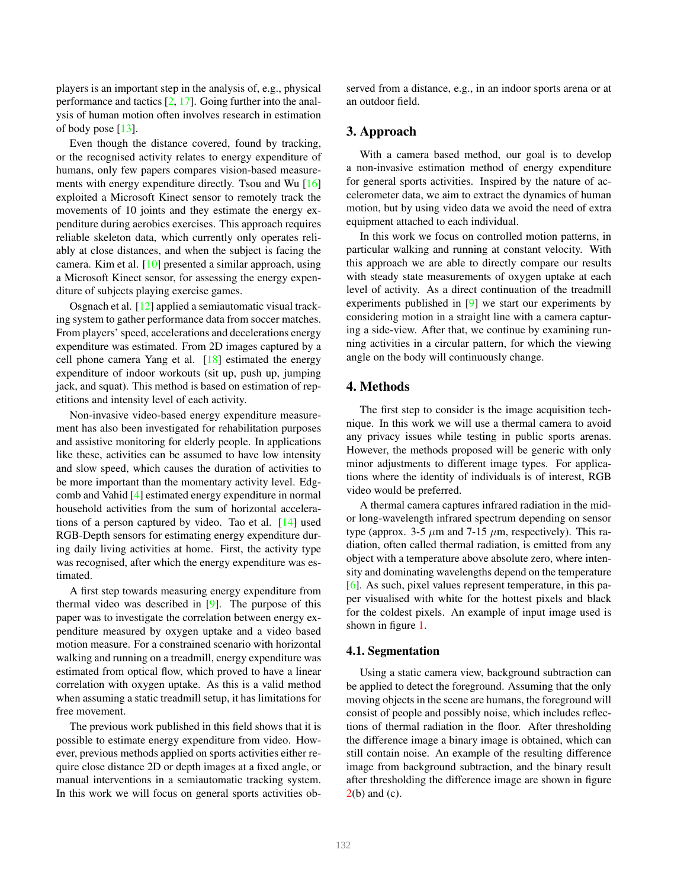players is an important step in the analysis of, e.g., physical performance and tactics [2, 17]. Going further into the analysis of human motion often involves research in estimation of body pose [13].

Even though the distance covered, found by tracking, or the recognised activity relates to energy expenditure of humans, only few papers compares vision-based measurements with energy expenditure directly. Tsou and Wu [16] exploited a Microsoft Kinect sensor to remotely track the movements of 10 joints and they estimate the energy expenditure during aerobics exercises. This approach requires reliable skeleton data, which currently only operates reliably at close distances, and when the subject is facing the camera. Kim et al. [10] presented a similar approach, using a Microsoft Kinect sensor, for assessing the energy expenditure of subjects playing exercise games.

Osgnach et al. [12] applied a semiautomatic visual tracking system to gather performance data from soccer matches. From players' speed, accelerations and decelerations energy expenditure was estimated. From 2D images captured by a cell phone camera Yang et al. [18] estimated the energy expenditure of indoor workouts (sit up, push up, jumping jack, and squat). This method is based on estimation of repetitions and intensity level of each activity.

Non-invasive video-based energy expenditure measurement has also been investigated for rehabilitation purposes and assistive monitoring for elderly people. In applications like these, activities can be assumed to have low intensity and slow speed, which causes the duration of activities to be more important than the momentary activity level. Edgcomb and Vahid [4] estimated energy expenditure in normal household activities from the sum of horizontal accelerations of a person captured by video. Tao et al. [14] used RGB-Depth sensors for estimating energy expenditure during daily living activities at home. First, the activity type was recognised, after which the energy expenditure was estimated.

A first step towards measuring energy expenditure from thermal video was described in [9]. The purpose of this paper was to investigate the correlation between energy expenditure measured by oxygen uptake and a video based motion measure. For a constrained scenario with horizontal walking and running on a treadmill, energy expenditure was estimated from optical flow, which proved to have a linear correlation with oxygen uptake. As this is a valid method when assuming a static treadmill setup, it has limitations for free movement.

The previous work published in this field shows that it is possible to estimate energy expenditure from video. However, previous methods applied on sports activities either require close distance 2D or depth images at a fixed angle, or manual interventions in a semiautomatic tracking system. In this work we will focus on general sports activities observed from a distance, e.g., in an indoor sports arena or at an outdoor field.

## 3. Approach

With a camera based method, our goal is to develop a non-invasive estimation method of energy expenditure for general sports activities. Inspired by the nature of accelerometer data, we aim to extract the dynamics of human motion, but by using video data we avoid the need of extra equipment attached to each individual.

In this work we focus on controlled motion patterns, in particular walking and running at constant velocity. With this approach we are able to directly compare our results with steady state measurements of oxygen uptake at each level of activity. As a direct continuation of the treadmill experiments published in [9] we start our experiments by considering motion in a straight line with a camera capturing a side-view. After that, we continue by examining running activities in a circular pattern, for which the viewing angle on the body will continuously change.

## 4. Methods

The first step to consider is the image acquisition technique. In this work we will use a thermal camera to avoid any privacy issues while testing in public sports arenas. However, the methods proposed will be generic with only minor adjustments to different image types. For applications where the identity of individuals is of interest, RGB video would be preferred.

A thermal camera captures infrared radiation in the mid- or long-wavelength infrared spectrum depending on sensor type (approx. 3-5 $\mu$m and 7-15 $\mu$m, respectively). This radiation, often called thermal radiation, is emitted from any object with a temperature above absolute zero, where intensity and dominating wavelengths depend on the temperature [6]. As such, pixel values represent temperature, in this paper visualised with white for the hottest pixels and black for the coldest pixels. An example of input image used is shown in figure 1.

### 4.1. Segmentation

Using a static camera view, background subtraction can be applied to detect the foreground. Assuming that the only moving objects in the scene are humans, the foreground will consist of people and possibly noise, which includes reflections of thermal radiation in the floor. After thresholding the difference image a binary image is obtained, which can still contain noise. An example of the resulting difference image from background subtraction, and the binary result after thresholding the difference image are shown in figure 2(b) and (c).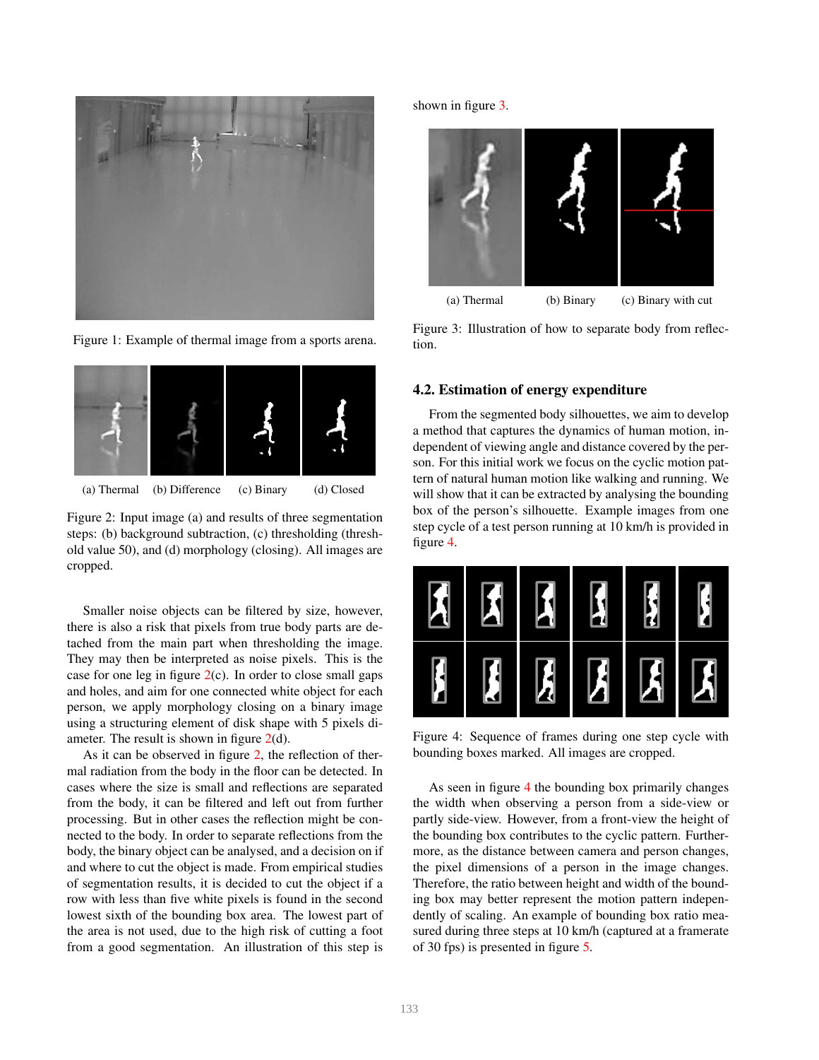Figure 1: Example of thermal image from a sports arena.

(a) Thermal (b) Difference (c) Binary (d) Closed

Figure 2: Input image (a) and results of three segmentation steps: (b) background subtraction, (c) thresholding (threshold value 50), and (d) morphology (closing). All images are cropped.

Smaller noise objects can be filtered by size, however, there is also a risk that pixels from true body parts are detached from the main part when thresholding the image. They may then be interpreted as noise pixels. This is the case for one leg in figure 2(c). In order to close small gaps and holes, and aim for one connected white object for each person, we apply morphology closing on a binary image using a structuring element of disk shape with 5 pixels diameter. The result is shown in figure 2(d).

As it can be observed in figure 2, the reflection of thermal radiation from the body in the floor can be detected. In cases where the size is small and reflections are separated from the body, it can be filtered and left out from further processing. But in other cases the reflection might be connected to the body. In order to separate reflections from the body, the binary object can be analysed, and a decision on if and where to cut the object is made. From empirical studies of segmentation results, it is decided to cut the object if a row with less than five white pixels is found in the second lowest sixth of the bounding box area. The lowest part of the area is not used, due to the high risk of cutting a foot from a good segmentation. An illustration of this step is shown in figure 3.

(a) Thermal (b) Binary (c) Binary with cut

Figure 3: Illustration of how to separate body from reflection.

### 4.2. Estimation of energy expenditure

From the segmented body silhouettes, we aim to develop a method that captures the dynamics of human motion, independent of viewing angle and distance covered by the person. For this initial work we focus on the cyclic motion pattern of natural human motion like walking and running. We will show that it can be extracted by analysing the bounding box of the person's silhouette. Example images from one step cycle of a test person running at 10 km/h is provided in figure 4.

Figure 4: Sequence of frames during one step cycle with bounding boxes marked. All images are cropped.

As seen in figure 4 the bounding box primarily changes the width when observing a person from a side-view or partly side-view. However, from a front-view the height of the bounding box contributes to the cyclic pattern. Furthermore, as the distance between camera and person changes, the pixel dimensions of a person in the image changes. Therefore, the ratio between height and width of the bounding box may better represent the motion pattern independently of scaling. An example of bounding box ratio measured during three steps at 10 km/h (captured at a framerate of 30 fps) is presented in figure 5.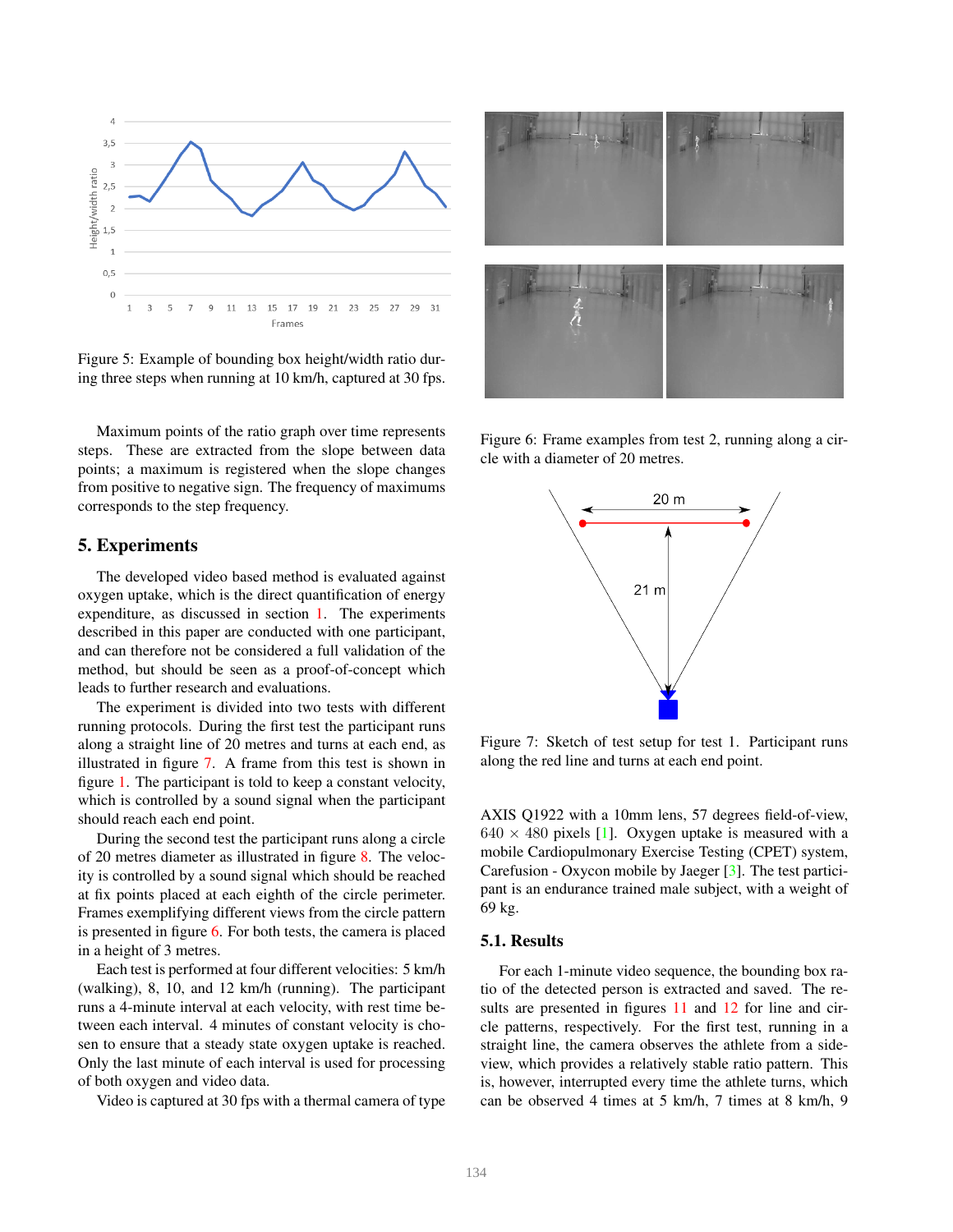Figure 5: Example of bounding box height/width ratio during three steps when running at 10 km/h, captured at 30 fps.

Maximum points of the ratio graph over time represents steps. These are extracted from the slope between data points; a maximum is registered when the slope changes from positive to negative sign. The frequency of maximums corresponds to the step frequency.

## 5. Experiments

The developed video based method is evaluated against oxygen uptake, which is the direct quantification of energy expenditure, as discussed in section 1. The experiments described in this paper are conducted with one participant, and can therefore not be considered a full validation of the method, but should be seen as a proof-of-concept which leads to further research and evaluations.

The experiment is divided into two tests with different running protocols. During the first test the participant runs along a straight line of 20 metres and turns at each end, as illustrated in figure 7. A frame from this test is shown in figure 1. The participant is told to keep a constant velocity, which is controlled by a sound signal when the participant should reach each end point.

During the second test the participant runs along a circle of 20 metres diameter as illustrated in figure 8. The velocity is controlled by a sound signal which should be reached at fix points placed at each eighth of the circle perimeter. Frames exemplifying different views from the circle pattern is presented in figure 6. For both tests, the camera is placed in a height of 3 metres.

Each test is performed at four different velocities: 5 km/h (walking), 8, 10, and 12 km/h (running). The participant runs a 4-minute interval at each velocity, with rest time between each interval. 4 minutes of constant velocity is chosen to ensure that a steady state oxygen uptake is reached. Only the last minute of each interval is used for processing of both oxygen and video data.

Video is captured at 30 fps with a thermal camera of type AXIS Q1922 with a 10mm lens, 57 degrees field-of-view, $640 \times 480$ pixels [1]. Oxygen uptake is measured with a mobile Cardiopulmonary Exercise Testing (CPET) system, Carefusion - Oxycon mobile by Jaeger [3]. The test participant is an endurance trained male subject, with a weight of 69 kg.

Figure 6: Frame examples from test 2, running along a circle with a diameter of 20 metres.

Figure 7: Sketch of test setup for test 1. Participant runs along the red line and turns at each end point.

### 5.1. Results

For each 1-minute video sequence, the bounding box ratio of the detected person is extracted and saved. The results are presented in figures 11 and 12 for line and circle patterns, respectively. For the first test, running in a straight line, the camera observes the athlete from a side-view, which provides a relatively stable ratio pattern. This is, however, interrupted every time the athlete turns, which can be observed 4 times at 5 km/h, 7 times at 8 km/h, 9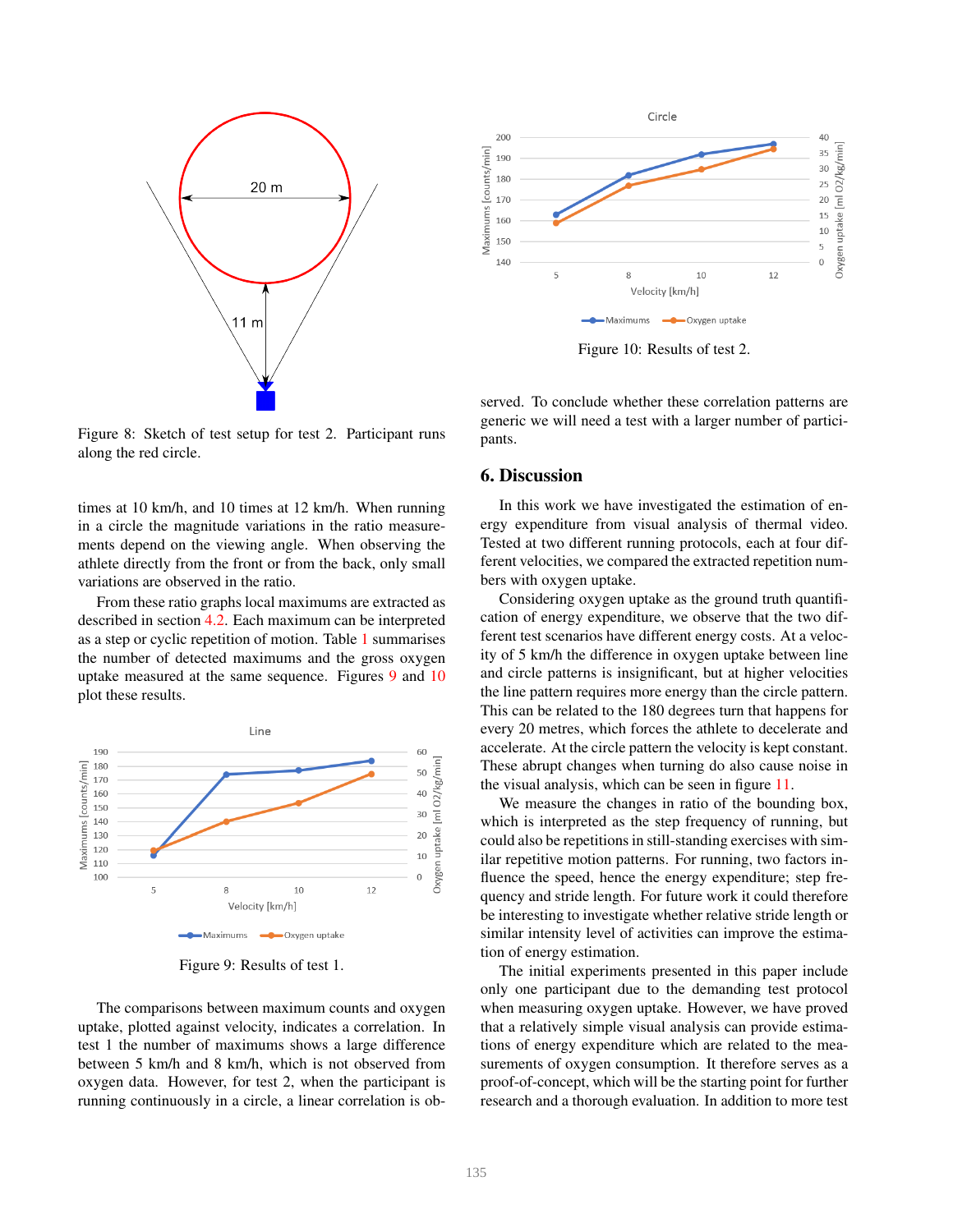Figure 8: Sketch of test setup for test 2. Participant runs along the red circle.

times at 10 km/h, and 10 times at 12 km/h. When running in a circle the magnitude variations in the ratio measurements depend on the viewing angle. When observing the athlete directly from the front or from the back, only small variations are observed in the ratio.

From these ratio graphs local maximums are extracted as described in section 4.2. Each maximum can be interpreted as a step or cyclic repetition of motion. Table 1 summarises the number of detected maximums and the gross oxygen uptake measured at the same sequence. Figures 9 and 10 plot these results.

Figure 9: Results of test 1.

The comparisons between maximum counts and oxygen uptake, plotted against velocity, indicates a correlation. In test 1 the number of maximums shows a large difference between 5 km/h and 8 km/h, which is not observed from oxygen data. However, for test 2, when the participant is running continuously in a circle, a linear correlation is observed. To conclude whether these correlation patterns are generic we will need a test with a larger number of participants.

Figure 10: Results of test 2.

## 6. Discussion

In this work we have investigated the estimation of energy expenditure from visual analysis of thermal video. Tested at two different running protocols, each at four different velocities, we compared the extracted repetition numbers with oxygen uptake.

Considering oxygen uptake as the ground truth quantification of energy expenditure, we observe that the two different test scenarios have different energy costs. At a velocity of 5 km/h the difference in oxygen uptake between line and circle patterns is insignificant, but at higher velocities the line pattern requires more energy than the circle pattern. This can be related to the 180 degrees turn that happens for every 20 metres, which forces the athlete to decelerate and accelerate. At the circle pattern the velocity is kept constant. These abrupt changes when turning do also cause noise in the visual analysis, which can be seen in figure 11.

We measure the changes in ratio of the bounding box, which is interpreted as the step frequency of running, but could also be repetitions in still-standing exercises with similar repetitive motion patterns. For running, two factors influence the speed, hence the energy expenditure; step frequency and stride length. For future work it could therefore be interesting to investigate whether relative stride length or similar intensity level of activities can improve the estimation of energy estimation.

The initial experiments presented in this paper include only one participant due to the demanding test protocol when measuring oxygen uptake. However, we have proved that a relatively simple visual analysis can provide estimations of energy expenditure which are related to the measurements of oxygen consumption. It therefore serves as a proof-of-concept, which will be the starting point for further research and a thorough evaluation. In addition to more test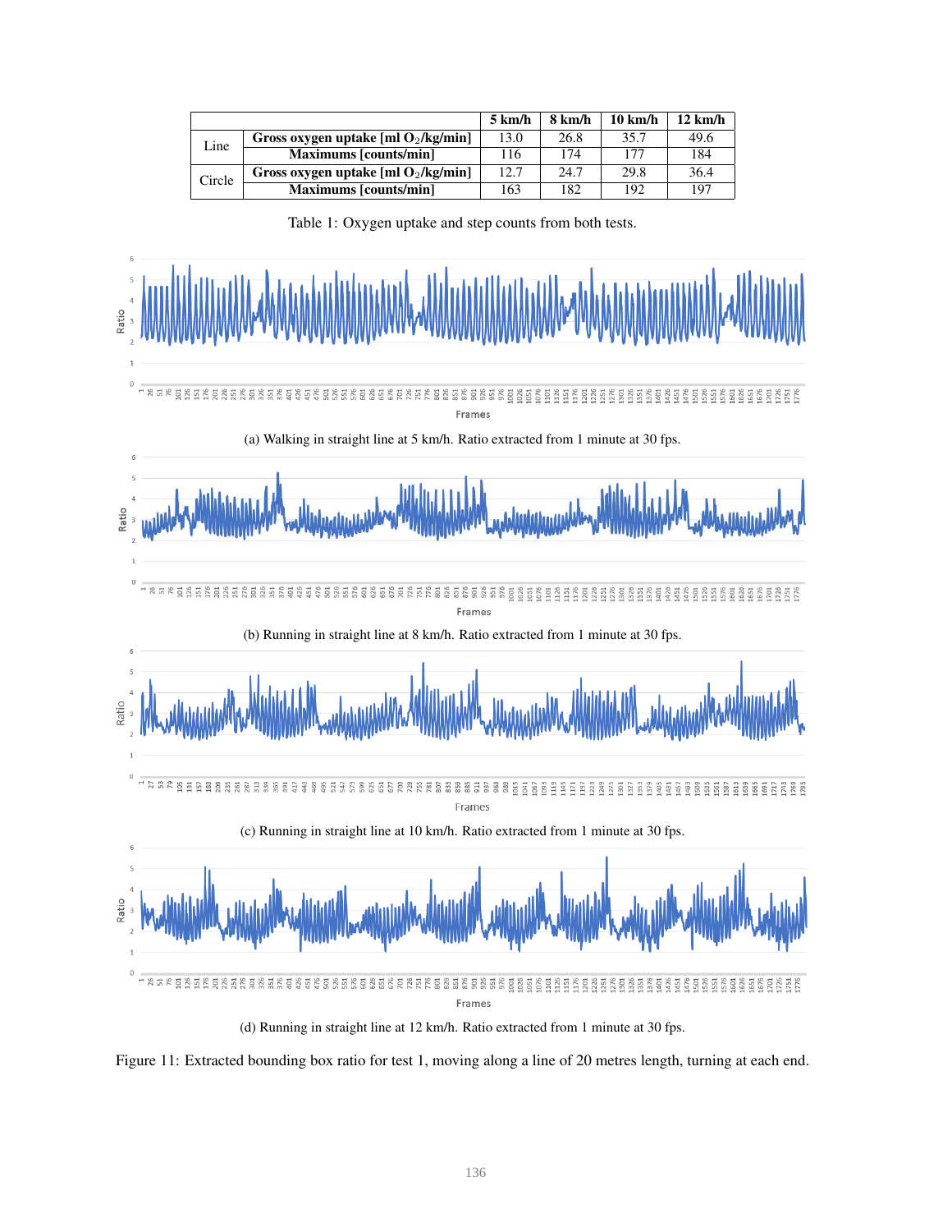|  |  | 5 km/h | 8 km/h | 10 km/h | 12 km/h |
|---|---|---|---|---|---|
| Line | Gross oxygen uptake [ml $O_2$/kg/min] | 13.0 | 26.8 | 35.7 | 49.6 |
|  | Maximums [counts/min] | 116 | 174 | 177 | 184 |
| Circle | Gross oxygen uptake [ml $O_2$/kg/min] | 12.7 | 24.7 | 29.8 | 36.4 |
|  | Maximums [counts/min] | 163 | 182 | 192 | 197 |

Table 1: Oxygen uptake and step counts from both tests.

(a) Walking in straight line at 5 km/h. Ratio extracted from 1 minute at 30 fps.

(b) Running in straight line at 8 km/h. Ratio extracted from 1 minute at 30 fps.

(c) Running in straight line at 10 km/h. Ratio extracted from 1 minute at 30 fps.

(d) Running in straight line at 12 km/h. Ratio extracted from 1 minute at 30 fps.

Figure 11: Extracted bounding box ratio for test 1, moving along a line of 20 metres length, turning at each end.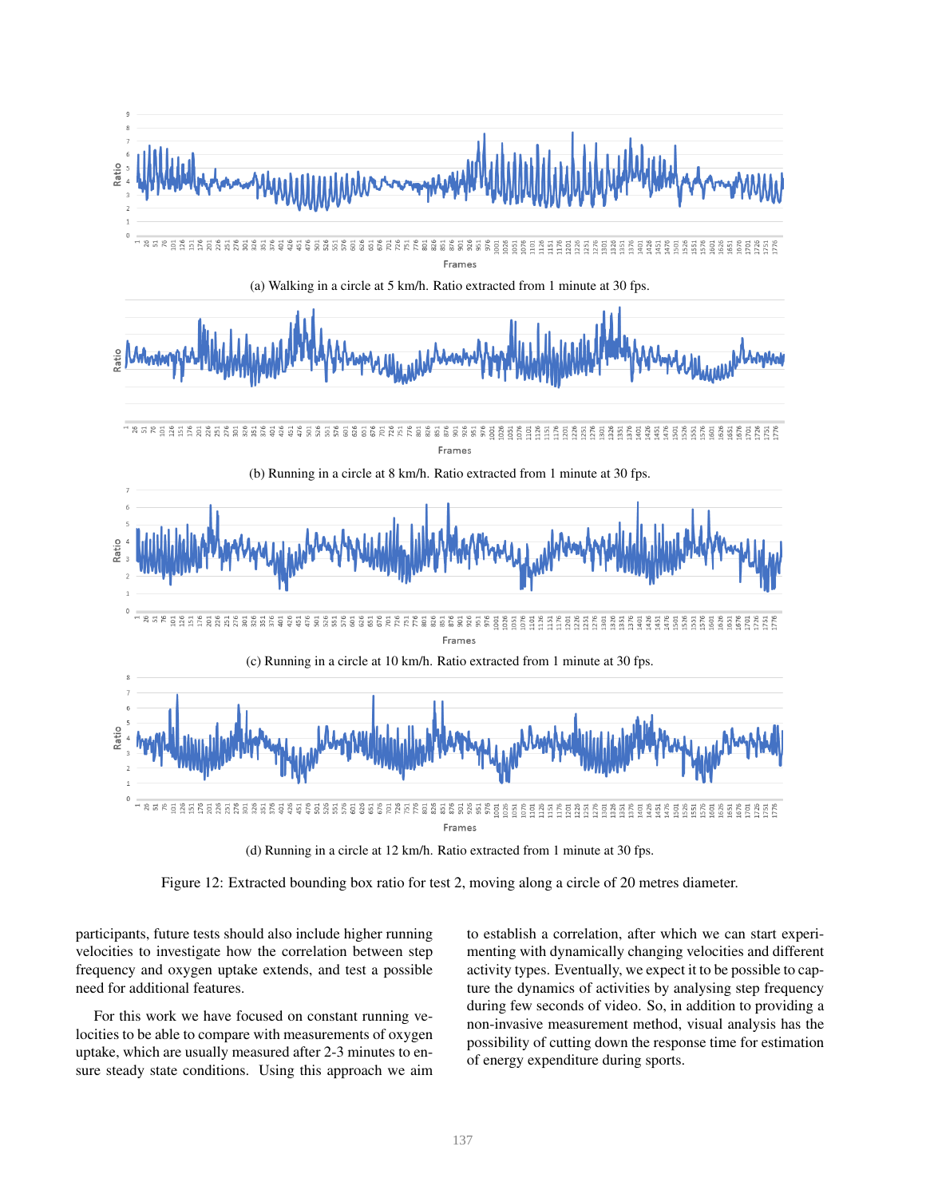(a) Walking in a circle at 5 km/h. Ratio extracted from 1 minute at 30 fps.

(b) Running in a circle at 8 km/h. Ratio extracted from 1 minute at 30 fps.

(c) Running in a circle at 10 km/h. Ratio extracted from 1 minute at 30 fps.

(d) Running in a circle at 12 km/h. Ratio extracted from 1 minute at 30 fps.

Figure 12: Extracted bounding box ratio for test 2, moving along a circle of 20 metres diameter.

participants, future tests should also include higher running velocities to investigate how the correlation between step frequency and oxygen uptake extends, and test a possible need for additional features.

For this work we have focused on constant running velocities to be able to compare with measurements of oxygen uptake, which are usually measured after 2-3 minutes to ensure steady state conditions. Using this approach we aim to establish a correlation, after which we can start experimenting with dynamically changing velocities and different activity types. Eventually, we expect it to be possible to capture the dynamics of activities by analysing step frequency during few seconds of video. So, in addition to providing a non-invasive measurement method, visual analysis has the possibility of cutting down the response time for estimation of energy expenditure during sports.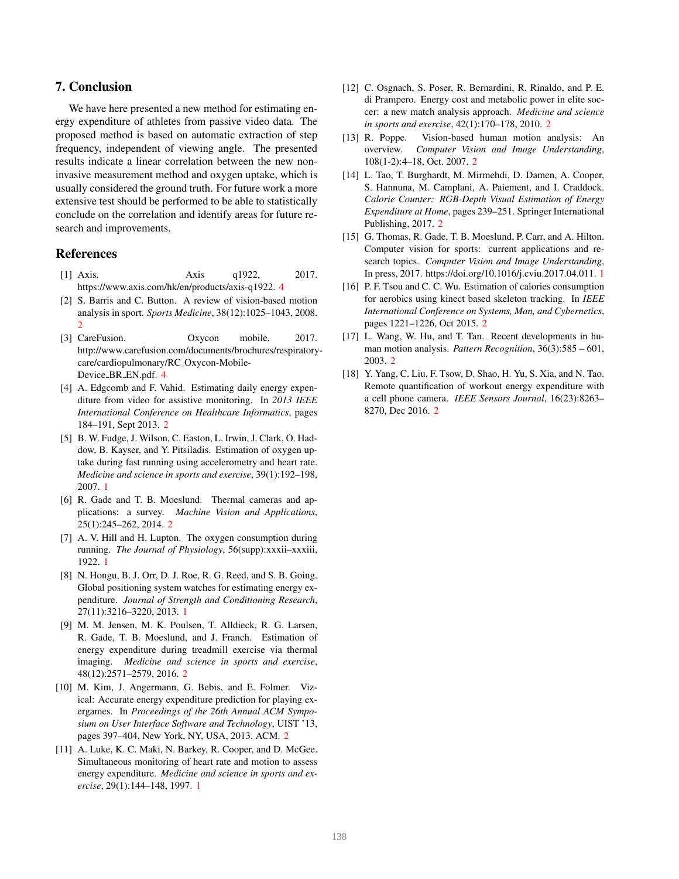## 7. Conclusion

We have here presented a new method for estimating energy expenditure of athletes from passive video data. The proposed method is based on automatic extraction of step frequency, independent of viewing angle. The presented results indicate a linear correlation between the new non-invasive measurement method and oxygen uptake, which is usually considered the ground truth. For future work a more extensive test should be performed to be able to statistically conclude on the correlation and identify areas for future research and improvements.

## References

[1] Axis. Axis q1922, 2017. https://www.axis.com/hk/en/products/axis-q1922. 4

[2] S. Barris and C. Button. A review of vision-based motion analysis in sport. *Sports Medicine*, 38(12):1025–1043, 2008. 2

[3] CareFusion. Oxycon mobile, 2017. http://www.carefusion.com/documents/brochures/respiratory-care/cardiopulmonary/RC_Oxycon-Mobile-Device_BR_EN.pdf. 4

[4] A. Edgcomb and F. Vahid. Estimating daily energy expenditure from video for assistive monitoring. In *2013 IEEE International Conference on Healthcare Informatics*, pages 184–191, Sept 2013. 2

[5] B. W. Fudge, J. Wilson, C. Easton, L. Irwin, J. Clark, O. Haddow, B. Kayser, and Y. Pitsiladis. Estimation of oxygen uptake during fast running using accelerometry and heart rate. *Medicine and science in sports and exercise*, 39(1):192–198, 2007. 1

[6] R. Gade and T. B. Moeslund. Thermal cameras and applications: a survey. *Machine Vision and Applications*, 25(1):245–262, 2014. 2

[7] A. V. Hill and H. Lupton. The oxygen consumption during running. *The Journal of Physiology*, 56(supp):xxxii–xxxiii, 1922. 1

[8] N. Hongu, B. J. Orr, D. J. Roe, R. G. Reed, and S. B. Going. Global positioning system watches for estimating energy expenditure. *Journal of Strength and Conditioning Research*, 27(11):3216–3220, 2013. 1

[9] M. M. Jensen, M. K. Poulsen, T. Alldieck, R. G. Larsen, R. Gade, T. B. Moeslund, and J. Franch. Estimation of energy expenditure during treadmill exercise via thermal imaging. *Medicine and science in sports and exercise*, 48(12):2571–2579, 2016. 2

[10] M. Kim, J. Angermann, G. Bebis, and E. Folmer. Vizical: Accurate energy expenditure prediction for playing exergames. In *Proceedings of the 26th Annual ACM Symposium on User Interface Software and Technology*, UIST '13, pages 397–404, New York, NY, USA, 2013. ACM. 2

[11] A. Luke, K. C. Maki, N. Barkey, R. Cooper, and D. McGee. Simultaneous monitoring of heart rate and motion to assess energy expenditure. *Medicine and science in sports and exercise*, 29(1):144–148, 1997. 1

[12] C. Osgnach, S. Poser, R. Bernardini, R. Rinaldo, and P. E. di Prampero. Energy cost and metabolic power in elite soccer: a new match analysis approach. *Medicine and science in sports and exercise*, 42(1):170–178, 2010. 2

[13] R. Poppe. Vision-based human motion analysis: An overview. *Computer Vision and Image Understanding*, 108(1-2):4–18, Oct. 2007. 2

[14] L. Tao, T. Burghardt, M. Mirmehdi, D. Damen, A. Cooper, S. Hannuna, M. Camplani, A. Paiement, and I. Craddock. *Calorie Counter: RGB-Depth Visual Estimation of Energy Expenditure at Home*, pages 239–251. Springer International Publishing, 2017. 2

[15] G. Thomas, R. Gade, T. B. Moeslund, P. Carr, and A. Hilton. Computer vision for sports: current applications and research topics. *Computer Vision and Image Understanding*, In press, 2017. https://doi.org/10.1016/j.cviu.2017.04.011. 1

[16] P. F. Tsou and C. C. Wu. Estimation of calories consumption for aerobics using kinect based skeleton tracking. In *IEEE International Conference on Systems, Man, and Cybernetics*, pages 1221–1226, Oct 2015. 2

[17] L. Wang, W. Hu, and T. Tan. Recent developments in human motion analysis. *Pattern Recognition*, 36(3):585 – 601, 2003. 2

[18] Y. Yang, C. Liu, F. Tsow, D. Shao, H. Yu, S. Xia, and N. Tao. Remote quantification of workout energy expenditure with a cell phone camera. *IEEE Sensors Journal*, 16(23):8263–8270, Dec 2016. 2